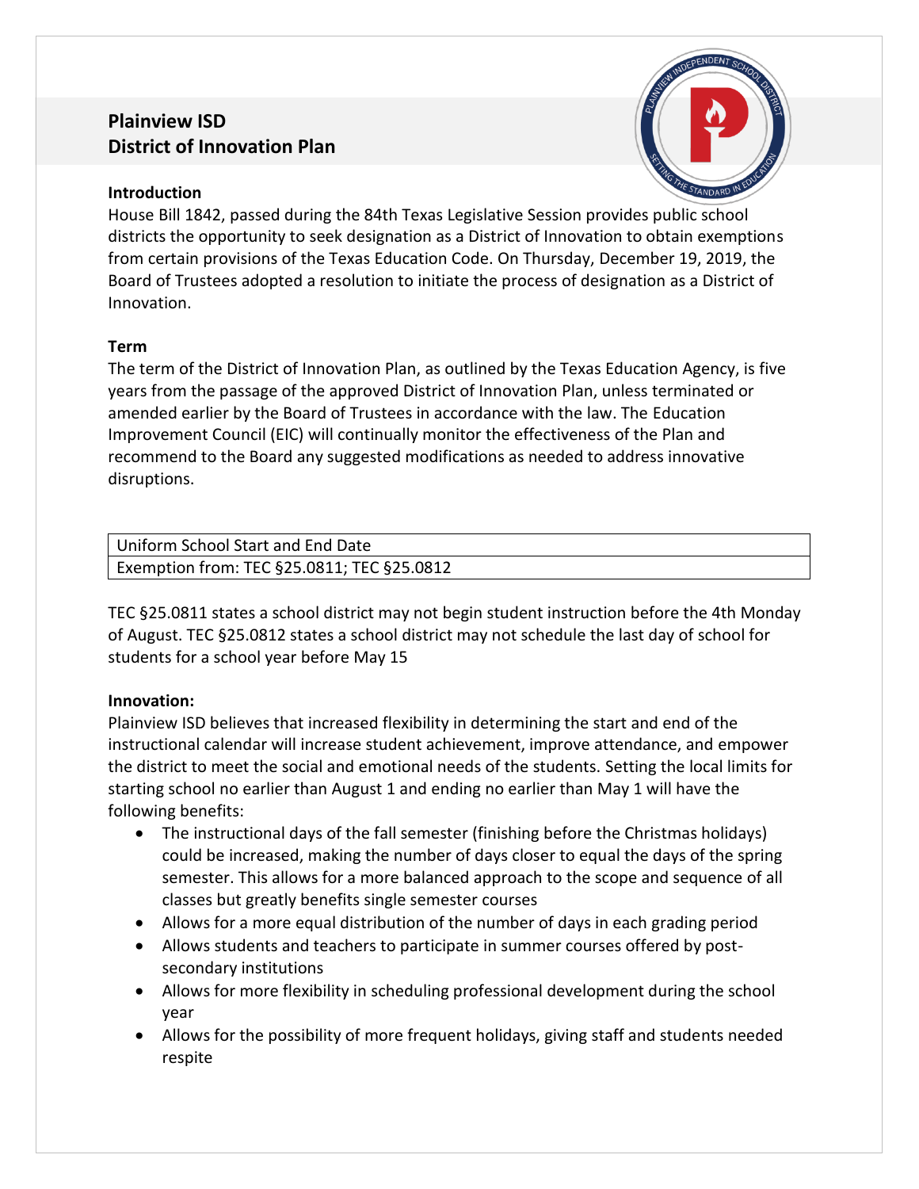# Plainview ISD
# District of Innovation Plan

**Introduction**

House Bill 1842, passed during the 84th Texas Legislative Session provides public school districts the opportunity to seek designation as a District of Innovation to obtain exemptions from certain provisions of the Texas Education Code. On Thursday, December 19, 2019, the Board of Trustees adopted a resolution to initiate the process of designation as a District of Innovation.

**Term**

The term of the District of Innovation Plan, as outlined by the Texas Education Agency, is five years from the passage of the approved District of Innovation Plan, unless terminated or amended earlier by the Board of Trustees in accordance with the law. The Education Improvement Council (EIC) will continually monitor the effectiveness of the Plan and recommend to the Board any suggested modifications as needed to address innovative disruptions.

| Uniform School Start and End Date |
| --- |
| Exemption from: TEC §25.0811; TEC §25.0812 |

TEC §25.0811 states a school district may not begin student instruction before the 4th Monday of August. TEC §25.0812 states a school district may not schedule the last day of school for students for a school year before May 15

**Innovation:**

Plainview ISD believes that increased flexibility in determining the start and end of the instructional calendar will increase student achievement, improve attendance, and empower the district to meet the social and emotional needs of the students. Setting the local limits for starting school no earlier than August 1 and ending no earlier than May 1 will have the following benefits:

- The instructional days of the fall semester (finishing before the Christmas holidays) could be increased, making the number of days closer to equal the days of the spring semester. This allows for a more balanced approach to the scope and sequence of all classes but greatly benefits single semester courses
- Allows for a more equal distribution of the number of days in each grading period
- Allows students and teachers to participate in summer courses offered by post-secondary institutions
- Allows for more flexibility in scheduling professional development during the school year
- Allows for the possibility of more frequent holidays, giving staff and students needed respite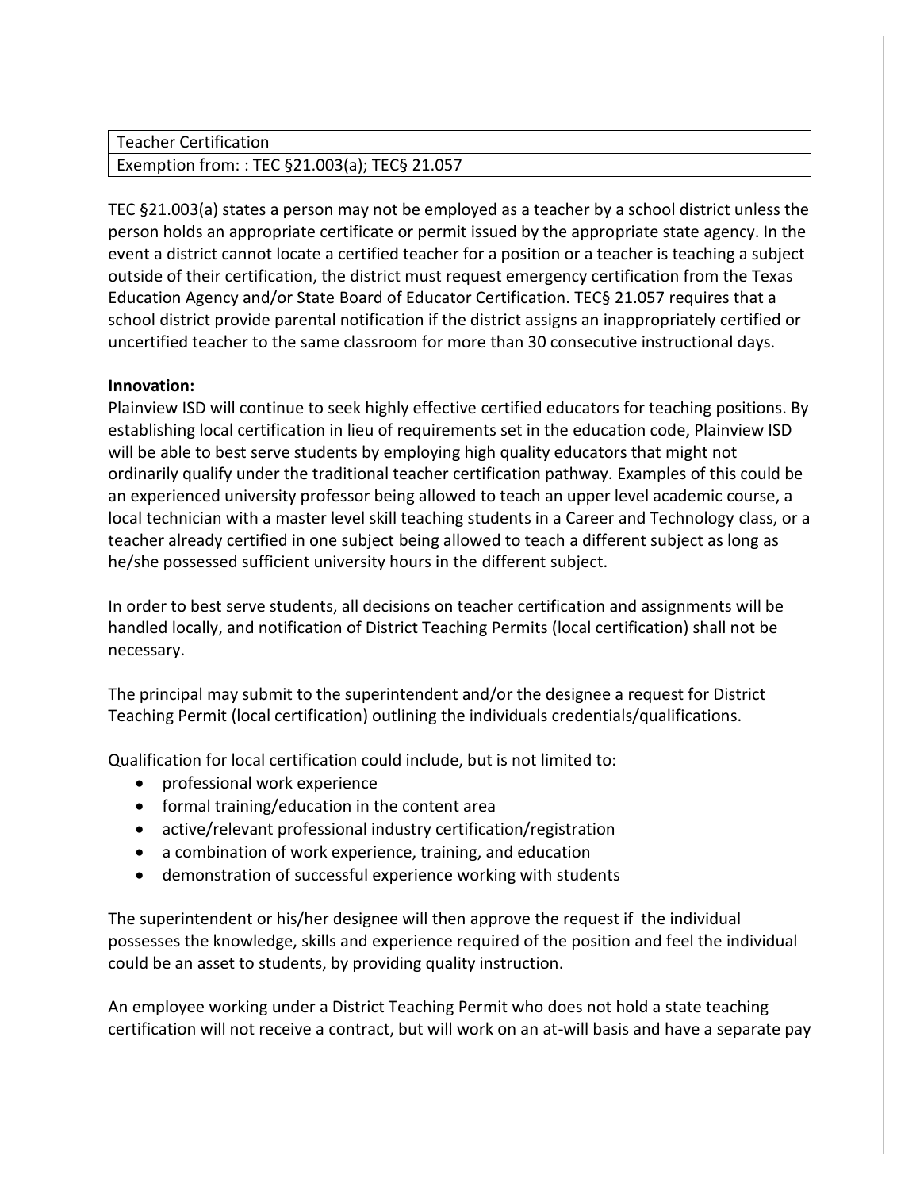| Teacher Certification |
|---|
| Exemption from: : TEC §21.003(a); TEC§ 21.057 |

TEC §21.003(a) states a person may not be employed as a teacher by a school district unless the person holds an appropriate certificate or permit issued by the appropriate state agency. In the event a district cannot locate a certified teacher for a position or a teacher is teaching a subject outside of their certification, the district must request emergency certification from the Texas Education Agency and/or State Board of Educator Certification. TEC§ 21.057 requires that a school district provide parental notification if the district assigns an inappropriately certified or uncertified teacher to the same classroom for more than 30 consecutive instructional days.

**Innovation:**

Plainview ISD will continue to seek highly effective certified educators for teaching positions. By establishing local certification in lieu of requirements set in the education code, Plainview ISD will be able to best serve students by employing high quality educators that might not ordinarily qualify under the traditional teacher certification pathway. Examples of this could be an experienced university professor being allowed to teach an upper level academic course, a local technician with a master level skill teaching students in a Career and Technology class, or a teacher already certified in one subject being allowed to teach a different subject as long as he/she possessed sufficient university hours in the different subject.

In order to best serve students, all decisions on teacher certification and assignments will be handled locally, and notification of District Teaching Permits (local certification) shall not be necessary.

The principal may submit to the superintendent and/or the designee a request for District Teaching Permit (local certification) outlining the individuals credentials/qualifications.

Qualification for local certification could include, but is not limited to:

- professional work experience
- formal training/education in the content area
- active/relevant professional industry certification/registration
- a combination of work experience, training, and education
- demonstration of successful experience working with students

The superintendent or his/her designee will then approve the request if the individual possesses the knowledge, skills and experience required of the position and feel the individual could be an asset to students, by providing quality instruction.

An employee working under a District Teaching Permit who does not hold a state teaching certification will not receive a contract, but will work on an at-will basis and have a separate pay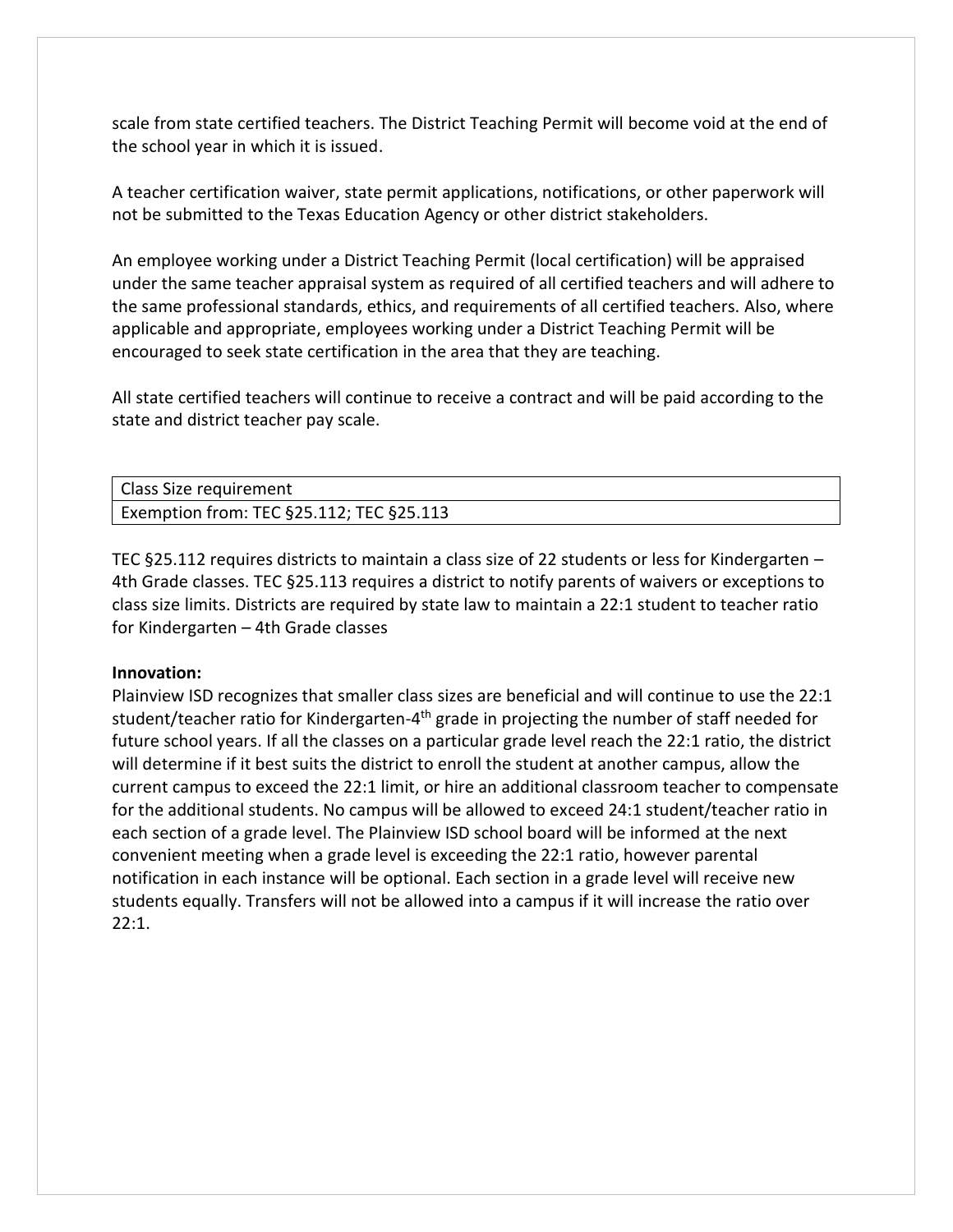scale from state certified teachers. The District Teaching Permit will become void at the end of the school year in which it is issued.

A teacher certification waiver, state permit applications, notifications, or other paperwork will not be submitted to the Texas Education Agency or other district stakeholders.

An employee working under a District Teaching Permit (local certification) will be appraised under the same teacher appraisal system as required of all certified teachers and will adhere to the same professional standards, ethics, and requirements of all certified teachers. Also, where applicable and appropriate, employees working under a District Teaching Permit will be encouraged to seek state certification in the area that they are teaching.

All state certified teachers will continue to receive a contract and will be paid according to the state and district teacher pay scale.

| Class Size requirement |
|---|
| Exemption from: TEC §25.112; TEC §25.113 |

TEC §25.112 requires districts to maintain a class size of 22 students or less for Kindergarten – 4th Grade classes. TEC §25.113 requires a district to notify parents of waivers or exceptions to class size limits. Districts are required by state law to maintain a 22:1 student to teacher ratio for Kindergarten – 4th Grade classes

**Innovation:**
Plainview ISD recognizes that smaller class sizes are beneficial and will continue to use the 22:1 student/teacher ratio for Kindergarten-4th grade in projecting the number of staff needed for future school years. If all the classes on a particular grade level reach the 22:1 ratio, the district will determine if it best suits the district to enroll the student at another campus, allow the current campus to exceed the 22:1 limit, or hire an additional classroom teacher to compensate for the additional students. No campus will be allowed to exceed 24:1 student/teacher ratio in each section of a grade level. The Plainview ISD school board will be informed at the next convenient meeting when a grade level is exceeding the 22:1 ratio, however parental notification in each instance will be optional. Each section in a grade level will receive new students equally. Transfers will not be allowed into a campus if it will increase the ratio over 22:1.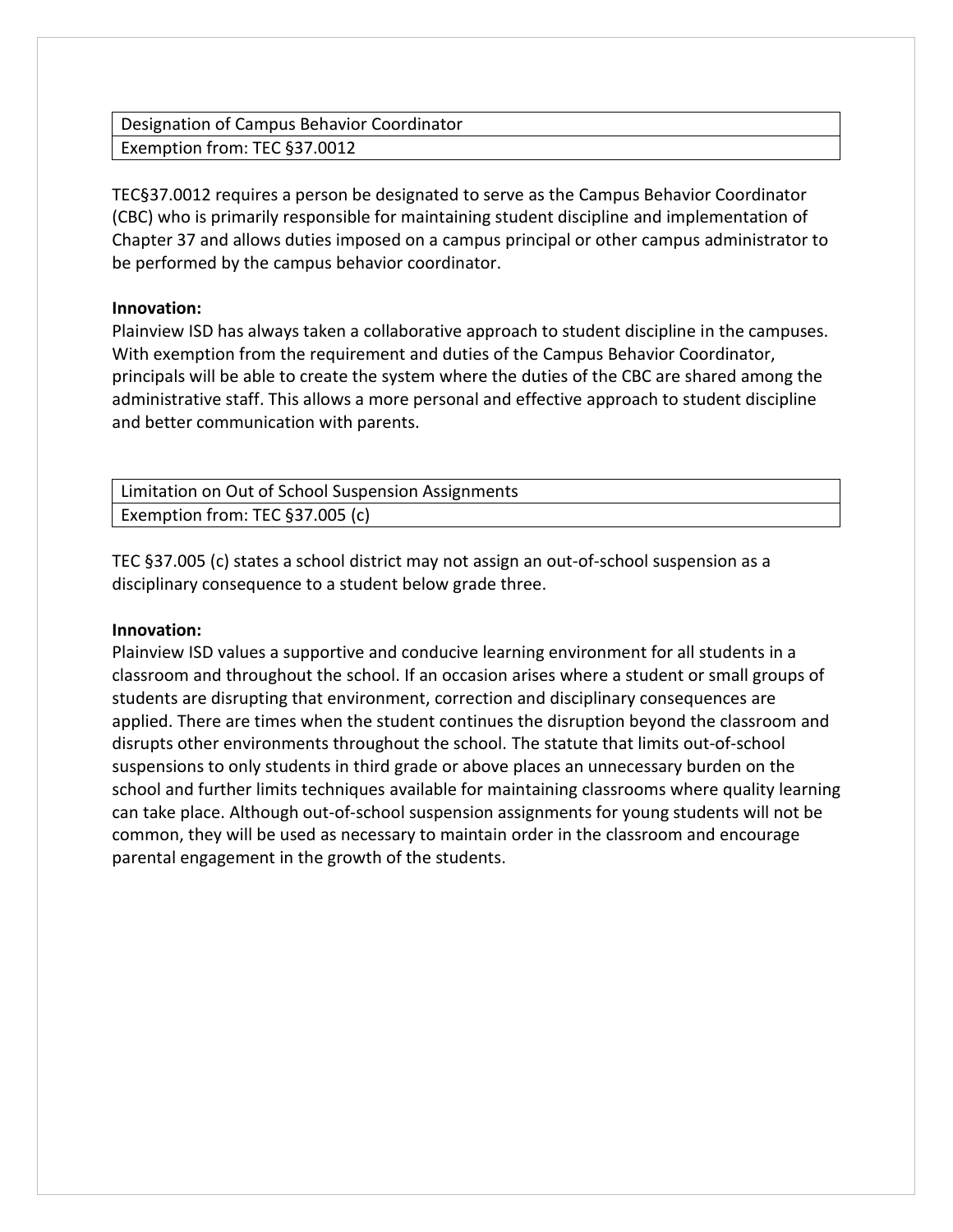| Designation of Campus Behavior Coordinator |
| --- |
| Exemption from: TEC §37.0012 |

TEC§37.0012 requires a person be designated to serve as the Campus Behavior Coordinator (CBC) who is primarily responsible for maintaining student discipline and implementation of Chapter 37 and allows duties imposed on a campus principal or other campus administrator to be performed by the campus behavior coordinator.

**Innovation:**
Plainview ISD has always taken a collaborative approach to student discipline in the campuses. With exemption from the requirement and duties of the Campus Behavior Coordinator, principals will be able to create the system where the duties of the CBC are shared among the administrative staff. This allows a more personal and effective approach to student discipline and better communication with parents.

| Limitation on Out of School Suspension Assignments |
| --- |
| Exemption from: TEC §37.005 (c) |

TEC §37.005 (c) states a school district may not assign an out-of-school suspension as a disciplinary consequence to a student below grade three.

**Innovation:**
Plainview ISD values a supportive and conducive learning environment for all students in a classroom and throughout the school. If an occasion arises where a student or small groups of students are disrupting that environment, correction and disciplinary consequences are applied. There are times when the student continues the disruption beyond the classroom and disrupts other environments throughout the school. The statute that limits out-of-school suspensions to only students in third grade or above places an unnecessary burden on the school and further limits techniques available for maintaining classrooms where quality learning can take place. Although out-of-school suspension assignments for young students will not be common, they will be used as necessary to maintain order in the classroom and encourage parental engagement in the growth of the students.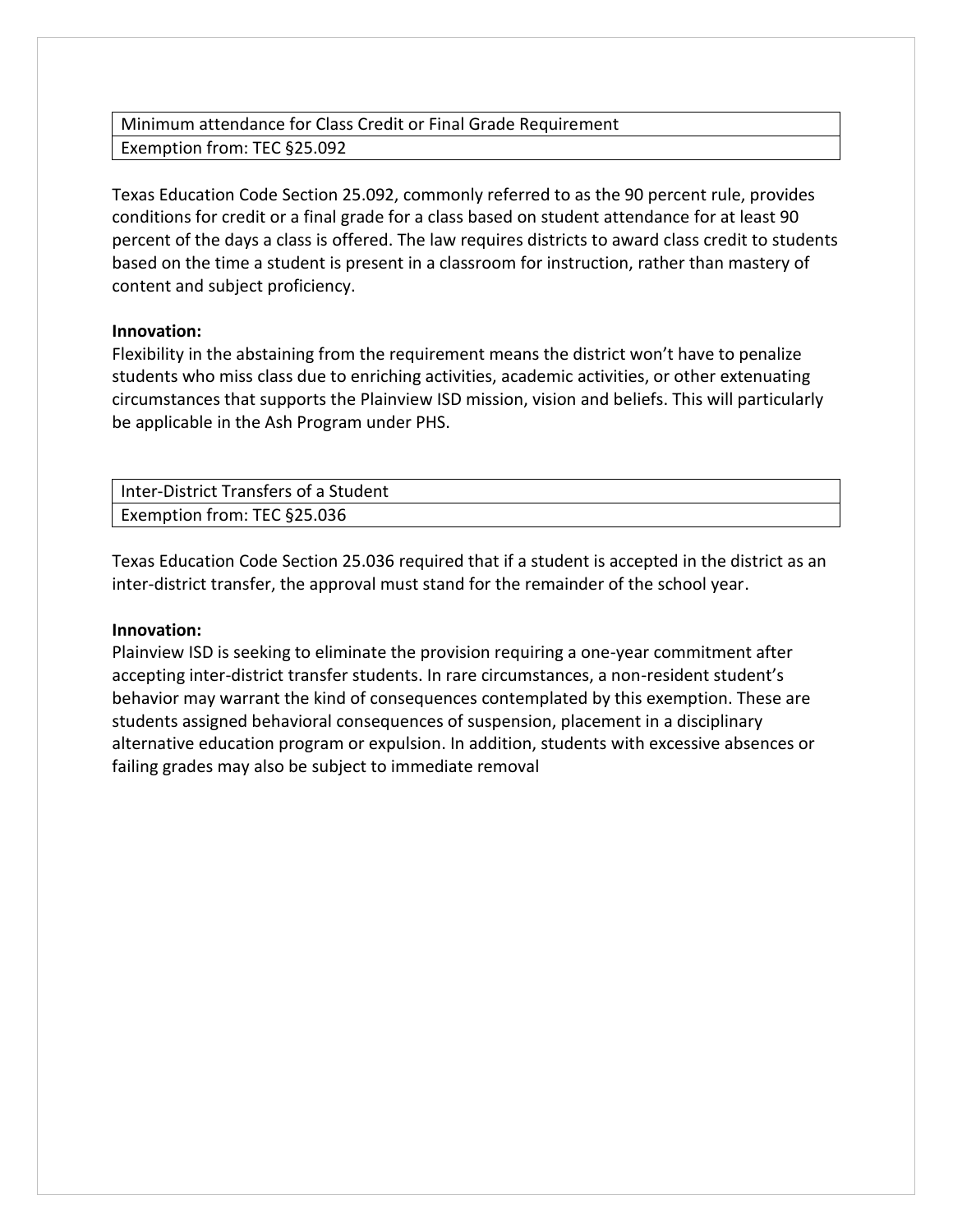| |
|---|
| Minimum attendance for Class Credit or Final Grade Requirement |
| Exemption from: TEC §25.092 |

Texas Education Code Section 25.092, commonly referred to as the 90 percent rule, provides conditions for credit or a final grade for a class based on student attendance for at least 90 percent of the days a class is offered. The law requires districts to award class credit to students based on the time a student is present in a classroom for instruction, rather than mastery of content and subject proficiency.

**Innovation:**
Flexibility in the abstaining from the requirement means the district won't have to penalize students who miss class due to enriching activities, academic activities, or other extenuating circumstances that supports the Plainview ISD mission, vision and beliefs. This will particularly be applicable in the Ash Program under PHS.

| |
|---|
| Inter-District Transfers of a Student |
| Exemption from: TEC §25.036 |

Texas Education Code Section 25.036 required that if a student is accepted in the district as an inter-district transfer, the approval must stand for the remainder of the school year.

**Innovation:**
Plainview ISD is seeking to eliminate the provision requiring a one-year commitment after accepting inter-district transfer students. In rare circumstances, a non-resident student's behavior may warrant the kind of consequences contemplated by this exemption. These are students assigned behavioral consequences of suspension, placement in a disciplinary alternative education program or expulsion. In addition, students with excessive absences or failing grades may also be subject to immediate removal